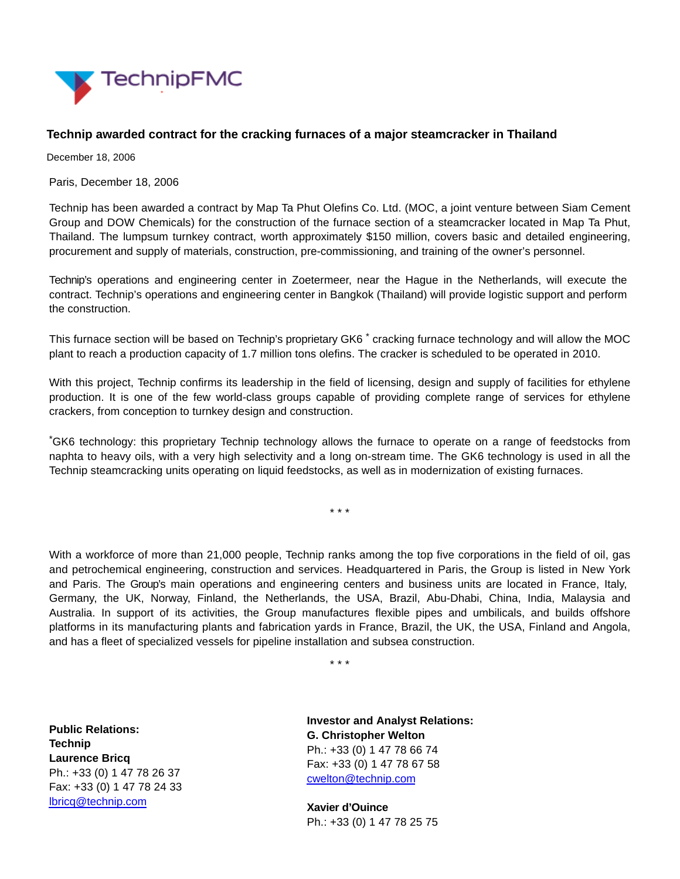TechnipFMC

## Technip awarded contract for the cracking furnaces of a major steamcracker in Thailand

December 18, 2006

Paris, December 18, 2006

Technip has been awarded a contract by Map Ta Phut Olefins Co. Ltd. (MOC, a joint venture between Siam Cement Group and DOW Chemicals) for the construction of the furnace section of a steamcracker located in Map Ta Phut, Thailand. The lumpsum turnkey contract, worth approximately $150 million, covers basic and detailed engineering, procurement and supply of materials, construction, pre-commissioning, and training of the owner's personnel.

Technip's operations and engineering center in Zoetermeer, near the Hague in the Netherlands, will execute the contract. Technip's operations and engineering center in Bangkok (Thailand) will provide logistic support and perform the construction.

This furnace section will be based on Technip's proprietary GK6 * cracking furnace technology and will allow the MOC plant to reach a production capacity of 1.7 million tons olefins. The cracker is scheduled to be operated in 2010.

With this project, Technip confirms its leadership in the field of licensing, design and supply of facilities for ethylene production. It is one of the few world-class groups capable of providing complete range of services for ethylene crackers, from conception to turnkey design and construction.

*GK6 technology: this proprietary Technip technology allows the furnace to operate on a range of feedstocks from naphta to heavy oils, with a very high selectivity and a long on-stream time. The GK6 technology is used in all the Technip steamcracking units operating on liquid feedstocks, as well as in modernization of existing furnaces.

\* \* \*

With a workforce of more than 21,000 people, Technip ranks among the top five corporations in the field of oil, gas and petrochemical engineering, construction and services. Headquartered in Paris, the Group is listed in New York and Paris. The Group's main operations and engineering centers and business units are located in France, Italy, Germany, the UK, Norway, Finland, the Netherlands, the USA, Brazil, Abu-Dhabi, China, India, Malaysia and Australia. In support of its activities, the Group manufactures flexible pipes and umbilicals, and builds offshore platforms in its manufacturing plants and fabrication yards in France, Brazil, the UK, the USA, Finland and Angola, and has a fleet of specialized vessels for pipeline installation and subsea construction.

\* \* \*

**Public Relations:**
**Technip**
**Laurence Bricq**
Ph.: +33 (0) 1 47 78 26 37
Fax: +33 (0) 1 47 78 24 33
lbricq@technip.com

**Investor and Analyst Relations:**
**G. Christopher Welton**
Ph.: +33 (0) 1 47 78 66 74
Fax: +33 (0) 1 47 78 67 58
cwelton@technip.com

**Xavier d'Ouince**
Ph.: +33 (0) 1 47 78 25 75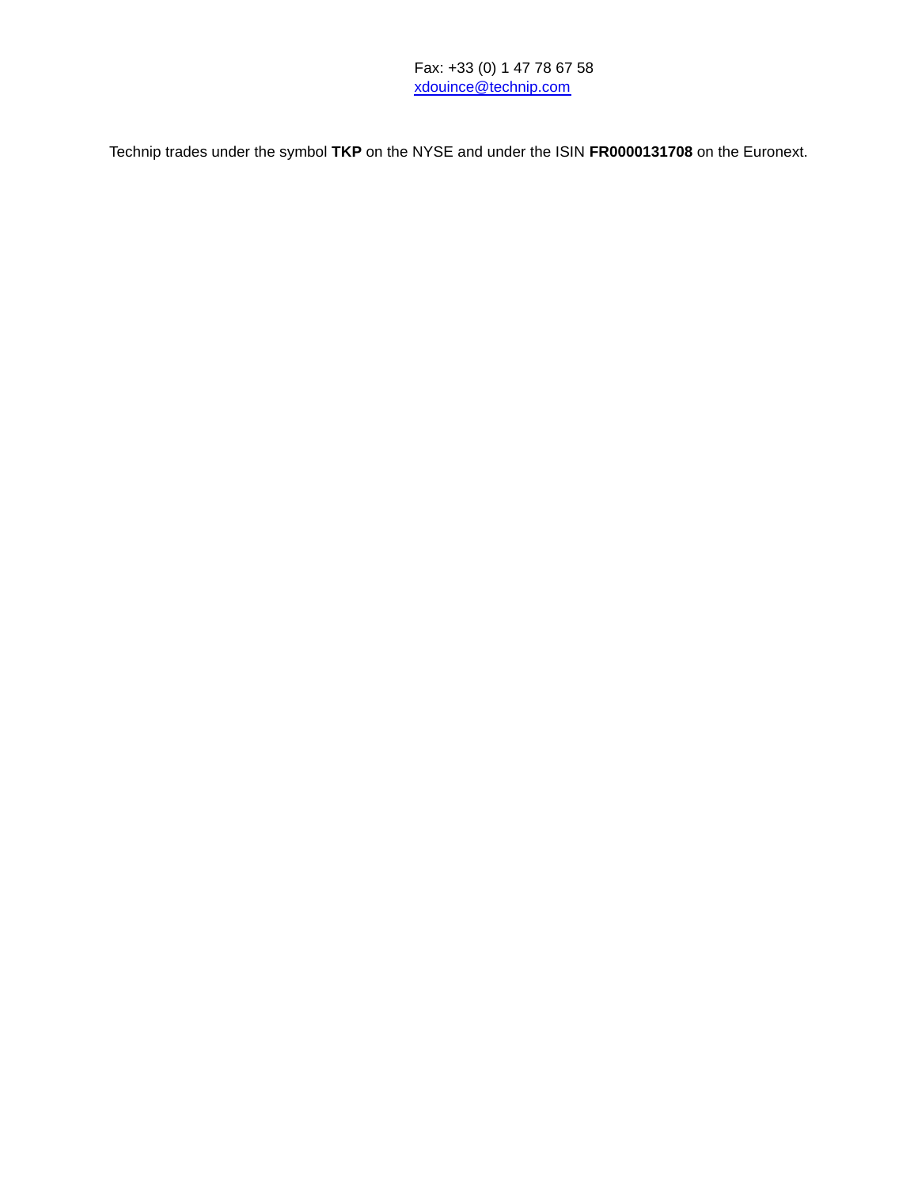Fax: +33 (0) 1 47 78 67 58
xdouince@technip.com

Technip trades under the symbol **TKP** on the NYSE and under the ISIN **FR0000131708** on the Euronext.